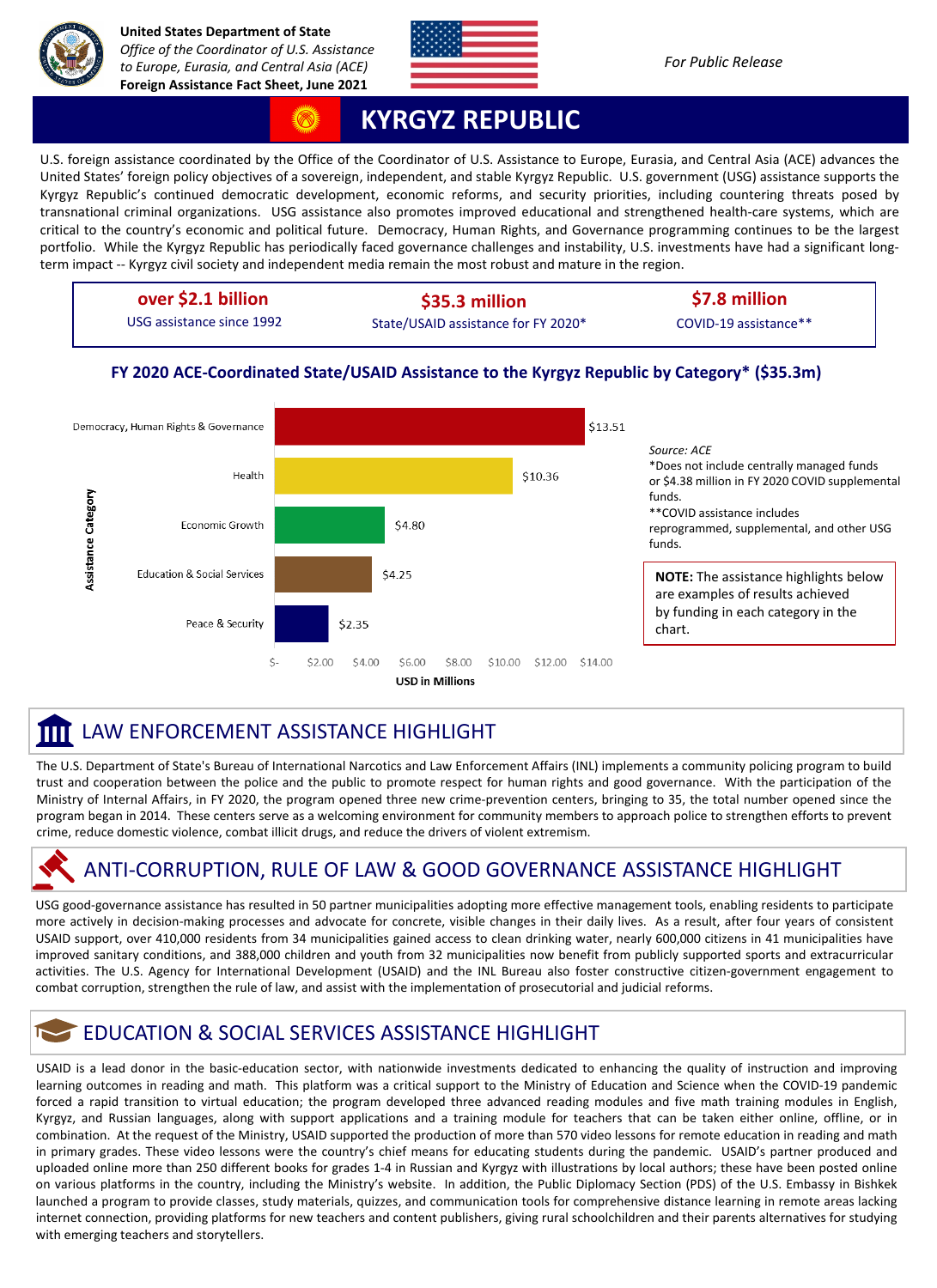**United States Department of State**
*Office of the Coordinator of U.S. Assistance to Europe, Eurasia, and Central Asia (ACE)*
**Foreign Assistance Fact Sheet, June 2021**

*For Public Release*

# KYRGYZ REPUBLIC

U.S. foreign assistance coordinated by the Office of the Coordinator of U.S. Assistance to Europe, Eurasia, and Central Asia (ACE) advances the United States' foreign policy objectives of a sovereign, independent, and stable Kyrgyz Republic. U.S. government (USG) assistance supports the Kyrgyz Republic's continued democratic development, economic reforms, and security priorities, including countering threats posed by transnational criminal organizations. USG assistance also promotes improved educational and strengthened health-care systems, which are critical to the country's economic and political future. Democracy, Human Rights, and Governance programming continues to be the largest portfolio. While the Kyrgyz Republic has periodically faced governance challenges and instability, U.S. investments have had a significant long-term impact -- Kyrgyz civil society and independent media remain the most robust and mature in the region.

| **over $2.1 billion** | **$35.3 million** | **$7.8 million** |
|---|---|---|
| USG assistance since 1992 | State/USAID assistance for FY 2020* | COVID-19 assistance** |

## FY 2020 ACE-Coordinated State/USAID Assistance to the Kyrgyz Republic by Category* ($35.3m)

| Assistance Category | USD in Millions |
|---|---|
| Democracy, Human Rights & Governance | $13.51 |
| Health | $10.36 |
| Economic Growth | $4.80 |
| Education & Social Services | $4.25 |
| Peace & Security | $2.35 |

*Source: ACE*
*Does not include centrally managed funds or $4.38 million in FY 2020 COVID supplemental funds.
**COVID assistance includes reprogrammed, supplemental, and other USG funds.

**NOTE:** The assistance highlights below are examples of results achieved by funding in each category in the chart.

## LAW ENFORCEMENT ASSISTANCE HIGHLIGHT

The U.S. Department of State's Bureau of International Narcotics and Law Enforcement Affairs (INL) implements a community policing program to build trust and cooperation between the police and the public to promote respect for human rights and good governance. With the participation of the Ministry of Internal Affairs, in FY 2020, the program opened three new crime-prevention centers, bringing to 35, the total number opened since the program began in 2014. These centers serve as a welcoming environment for community members to approach police to strengthen efforts to prevent crime, reduce domestic violence, combat illicit drugs, and reduce the drivers of violent extremism.

## ANTI-CORRUPTION, RULE OF LAW & GOOD GOVERNANCE ASSISTANCE HIGHLIGHT

USG good-governance assistance has resulted in 50 partner municipalities adopting more effective management tools, enabling residents to participate more actively in decision-making processes and advocate for concrete, visible changes in their daily lives. As a result, after four years of consistent USAID support, over 410,000 residents from 34 municipalities gained access to clean drinking water, nearly 600,000 citizens in 41 municipalities have improved sanitary conditions, and 388,000 children and youth from 32 municipalities now benefit from publicly supported sports and extracurricular activities. The U.S. Agency for International Development (USAID) and the INL Bureau also foster constructive citizen-government engagement to combat corruption, strengthen the rule of law, and assist with the implementation of prosecutorial and judicial reforms.

## EDUCATION & SOCIAL SERVICES ASSISTANCE HIGHLIGHT

USAID is a lead donor in the basic-education sector, with nationwide investments dedicated to enhancing the quality of instruction and improving learning outcomes in reading and math. This platform was a critical support to the Ministry of Education and Science when the COVID-19 pandemic forced a rapid transition to virtual education; the program developed three advanced reading modules and five math training modules in English, Kyrgyz, and Russian languages, along with support applications and a training module for teachers that can be taken either online, offline, or in combination. At the request of the Ministry, USAID supported the production of more than 570 video lessons for remote education in reading and math in primary grades. These video lessons were the country's chief means for educating students during the pandemic. USAID's partner produced and uploaded online more than 250 different books for grades 1-4 in Russian and Kyrgyz with illustrations by local authors; these have been posted online on various platforms in the country, including the Ministry's website. In addition, the Public Diplomacy Section (PDS) of the U.S. Embassy in Bishkek launched a program to provide classes, study materials, quizzes, and communication tools for comprehensive distance learning in remote areas lacking internet connection, providing platforms for new teachers and content publishers, giving rural schoolchildren and their parents alternatives for studying with emerging teachers and storytellers.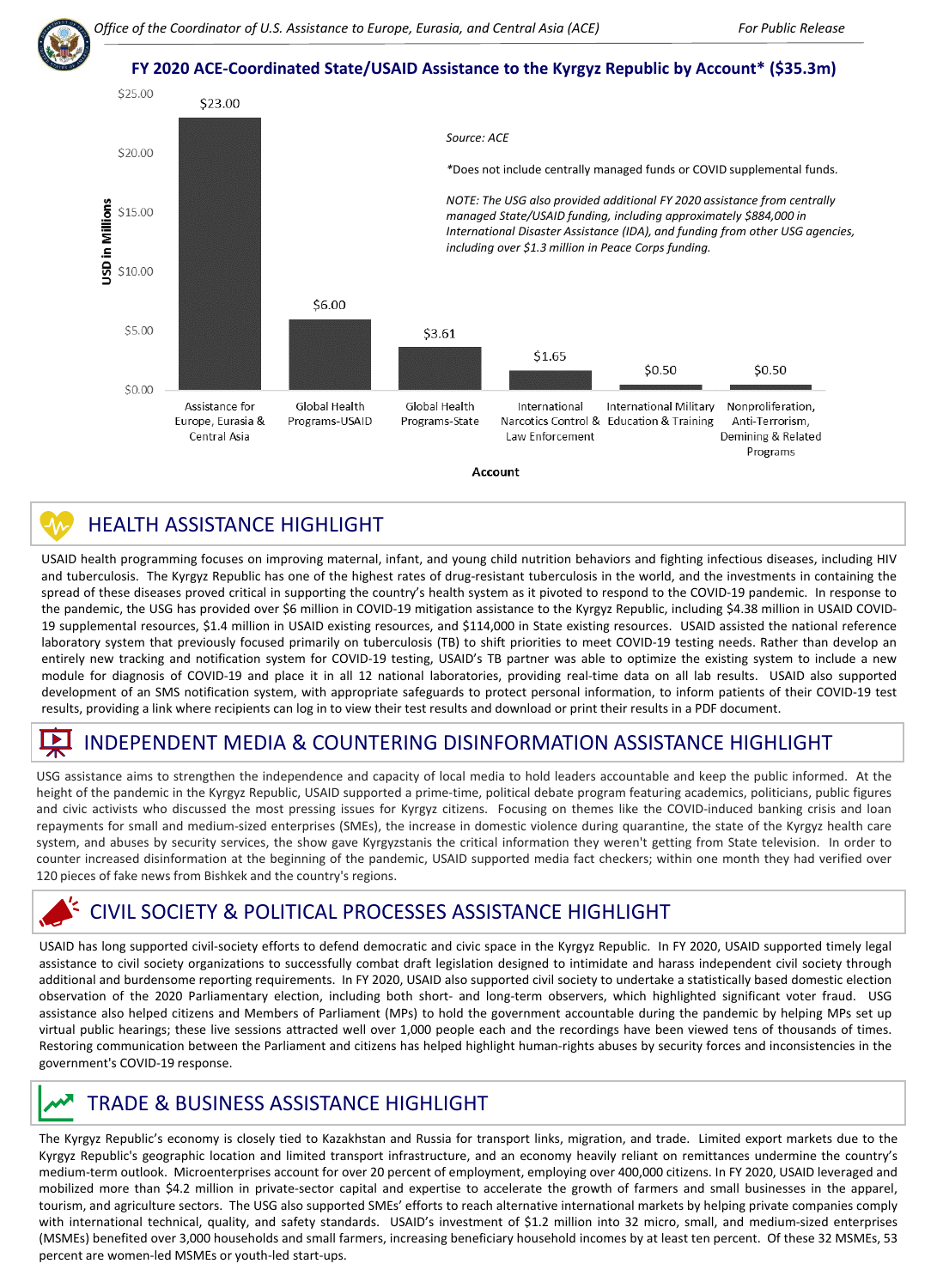Office of the Coordinator of U.S. Assistance to Europe, Eurasia, and Central Asia (ACE) — For Public Release

## FY 2020 ACE-Coordinated State/USAID Assistance to the Kyrgyz Republic by Account* ($35.3m)

USD in Millions

$25.00
$20.00
$15.00
$10.00
$5.00
$0.00

$23.00 — Assistance for Europe, Eurasia & Central Asia
$6.00 — Global Health Programs-USAID
$3.61 — Global Health Programs-State
$1.65 — International Narcotics Control & Law Enforcement
$0.50 — International Military Education & Training
$0.50 — Nonproliferation, Anti-Terrorism, Demining & Related Programs

Account

*Source: ACE*

*\*Does not include centrally managed funds or COVID supplemental funds.*

*NOTE: The USG also provided additional FY 2020 assistance from centrally managed State/USAID funding, including approximately $884,000 in International Disaster Assistance (IDA), and funding from other USG agencies, including over $1.3 million in Peace Corps funding.*

## HEALTH ASSISTANCE HIGHLIGHT

USAID health programming focuses on improving maternal, infant, and young child nutrition behaviors and fighting infectious diseases, including HIV and tuberculosis. The Kyrgyz Republic has one of the highest rates of drug-resistant tuberculosis in the world, and the investments in containing the spread of these diseases proved critical in supporting the country's health system as it pivoted to respond to the COVID-19 pandemic. In response to the pandemic, the USG has provided over $6 million in COVID-19 mitigation assistance to the Kyrgyz Republic, including $4.38 million in USAID COVID-19 supplemental resources, $1.4 million in USAID existing resources, and $114,000 in State existing resources. USAID assisted the national reference laboratory system that previously focused primarily on tuberculosis (TB) to shift priorities to meet COVID-19 testing needs. Rather than develop an entirely new tracking and notification system for COVID-19 testing, USAID's TB partner was able to optimize the existing system to include a new module for diagnosis of COVID-19 and place it in all 12 national laboratories, providing real-time data on all lab results. USAID also supported development of an SMS notification system, with appropriate safeguards to protect personal information, to inform patients of their COVID-19 test results, providing a link where recipients can log in to view their test results and download or print their results in a PDF document.

## INDEPENDENT MEDIA & COUNTERING DISINFORMATION ASSISTANCE HIGHLIGHT

USG assistance aims to strengthen the independence and capacity of local media to hold leaders accountable and keep the public informed. At the height of the pandemic in the Kyrgyz Republic, USAID supported a prime-time, political debate program featuring academics, politicians, public figures and civic activists who discussed the most pressing issues for Kyrgyz citizens. Focusing on themes like the COVID-induced banking crisis and loan repayments for small and medium-sized enterprises (SMEs), the increase in domestic violence during quarantine, the state of the Kyrgyz health care system, and abuses by security services, the show gave Kyrgyzstanis the critical information they weren't getting from State television. In order to counter increased disinformation at the beginning of the pandemic, USAID supported media fact checkers; within one month they had verified over 120 pieces of fake news from Bishkek and the country's regions.

## CIVIL SOCIETY & POLITICAL PROCESSES ASSISTANCE HIGHLIGHT

USAID has long supported civil-society efforts to defend democratic and civic space in the Kyrgyz Republic. In FY 2020, USAID supported timely legal assistance to civil society organizations to successfully combat draft legislation designed to intimidate and harass independent civil society through additional and burdensome reporting requirements. In FY 2020, USAID also supported civil society to undertake a statistically based domestic election observation of the 2020 Parliamentary election, including both short- and long-term observers, which highlighted significant voter fraud. USG assistance also helped citizens and Members of Parliament (MPs) to hold the government accountable during the pandemic by helping MPs set up virtual public hearings; these live sessions attracted well over 1,000 people each and the recordings have been viewed tens of thousands of times. Restoring communication between the Parliament and citizens has helped highlight human-rights abuses by security forces and inconsistencies in the government's COVID-19 response.

## TRADE & BUSINESS ASSISTANCE HIGHLIGHT

The Kyrgyz Republic's economy is closely tied to Kazakhstan and Russia for transport links, migration, and trade. Limited export markets due to the Kyrgyz Republic's geographic location and limited transport infrastructure, and an economy heavily reliant on remittances undermine the country's medium-term outlook. Microenterprises account for over 20 percent of employment, employing over 400,000 citizens. In FY 2020, USAID leveraged and mobilized more than $4.2 million in private-sector capital and expertise to accelerate the growth of farmers and small businesses in the apparel, tourism, and agriculture sectors. The USG also supported SMEs' efforts to reach alternative international markets by helping private companies comply with international technical, quality, and safety standards. USAID's investment of $1.2 million into 32 micro, small, and medium-sized enterprises (MSMEs) benefited over 3,000 households and small farmers, increasing beneficiary household incomes by at least ten percent. Of these 32 MSMEs, 53 percent are women-led MSMEs or youth-led start-ups.